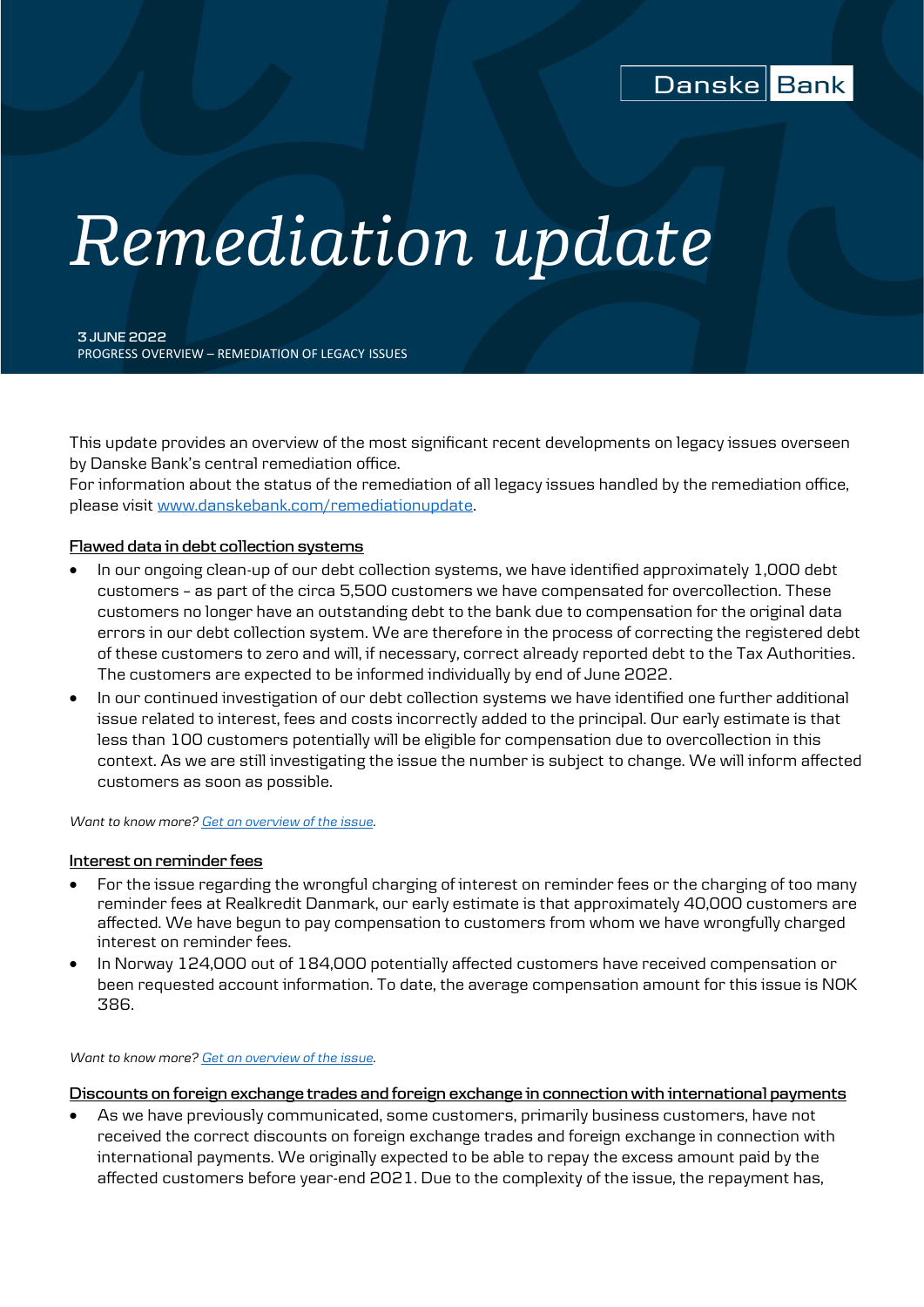Danske Bank

# Remediation update

3 JUNE 2022
PROGRESS OVERVIEW – REMEDIATION OF LEGACY ISSUES

This update provides an overview of the most significant recent developments on legacy issues overseen by Danske Bank's central remediation office.
For information about the status of the remediation of all legacy issues handled by the remediation office, please visit [www.danskebank.com/remediationupdate](www.danskebank.com/remediationupdate).

## Flawed data in debt collection systems

- In our ongoing clean-up of our debt collection systems, we have identified approximately 1,000 debt customers - as part of the circa 5,500 customers we have compensated for overcollection. These customers no longer have an outstanding debt to the bank due to compensation for the original data errors in our debt collection system. We are therefore in the process of correcting the registered debt of these customers to zero and will, if necessary, correct already reported debt to the Tax Authorities. The customers are expected to be informed individually by end of June 2022.
- In our continued investigation of our debt collection systems we have identified one further additional issue related to interest, fees and costs incorrectly added to the principal. Our early estimate is that less than 100 customers potentially will be eligible for compensation due to overcollection in this context. As we are still investigating the issue the number is subject to change. We will inform affected customers as soon as possible.

*Want to know more? [Get an overview of the issue](#).*

## Interest on reminder fees

- For the issue regarding the wrongful charging of interest on reminder fees or the charging of too many reminder fees at Realkredit Danmark, our early estimate is that approximately 40,000 customers are affected. We have begun to pay compensation to customers from whom we have wrongfully charged interest on reminder fees.
- In Norway 124,000 out of 184,000 potentially affected customers have received compensation or been requested account information. To date, the average compensation amount for this issue is NOK 386.

*Want to know more? [Get an overview of the issue](#).*

## Discounts on foreign exchange trades and foreign exchange in connection with international payments

- As we have previously communicated, some customers, primarily business customers, have not received the correct discounts on foreign exchange trades and foreign exchange in connection with international payments. We originally expected to be able to repay the excess amount paid by the affected customers before year-end 2021. Due to the complexity of the issue, the repayment has,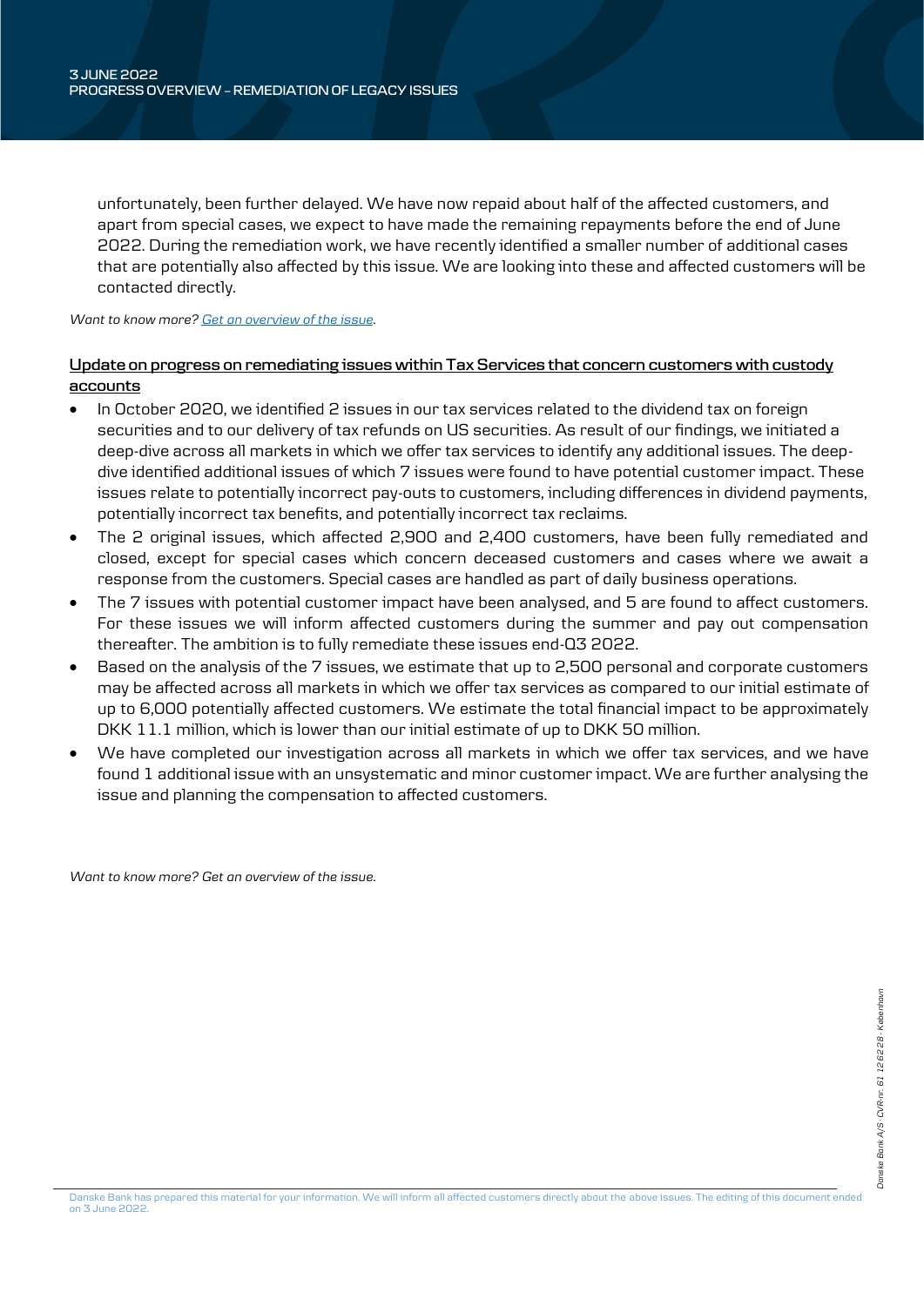unfortunately, been further delayed. We have now repaid about half of the affected customers, and apart from special cases, we expect to have made the remaining repayments before the end of June 2022. During the remediation work, we have recently identified a smaller number of additional cases that are potentially also affected by this issue. We are looking into these and affected customers will be contacted directly.

*Want to know more? [Get an overview of the issue](#).*

## Update on progress on remediating issues within Tax Services that concern customers with custody accounts

- In October 2020, we identified 2 issues in our tax services related to the dividend tax on foreign securities and to our delivery of tax refunds on US securities. As result of our findings, we initiated a deep-dive across all markets in which we offer tax services to identify any additional issues. The deep-dive identified additional issues of which 7 issues were found to have potential customer impact. These issues relate to potentially incorrect pay-outs to customers, including differences in dividend payments, potentially incorrect tax benefits, and potentially incorrect tax reclaims.
- The 2 original issues, which affected 2,900 and 2,400 customers, have been fully remediated and closed, except for special cases which concern deceased customers and cases where we await a response from the customers. Special cases are handled as part of daily business operations.
- The 7 issues with potential customer impact have been analysed, and 5 are found to affect customers. For these issues we will inform affected customers during the summer and pay out compensation thereafter. The ambition is to fully remediate these issues end-Q3 2022.
- Based on the analysis of the 7 issues, we estimate that up to 2,500 personal and corporate customers may be affected across all markets in which we offer tax services as compared to our initial estimate of up to 6,000 potentially affected customers. We estimate the total financial impact to be approximately DKK 11.1 million, which is lower than our initial estimate of up to DKK 50 million.
- We have completed our investigation across all markets in which we offer tax services, and we have found 1 additional issue with an unsystematic and minor customer impact. We are further analysing the issue and planning the compensation to affected customers.

*Want to know more? Get an overview of the issue.*

Danske Bank has prepared this material for your information. We will inform all affected customers directly about the above issues. The editing of this document ended on 3 June 2022.